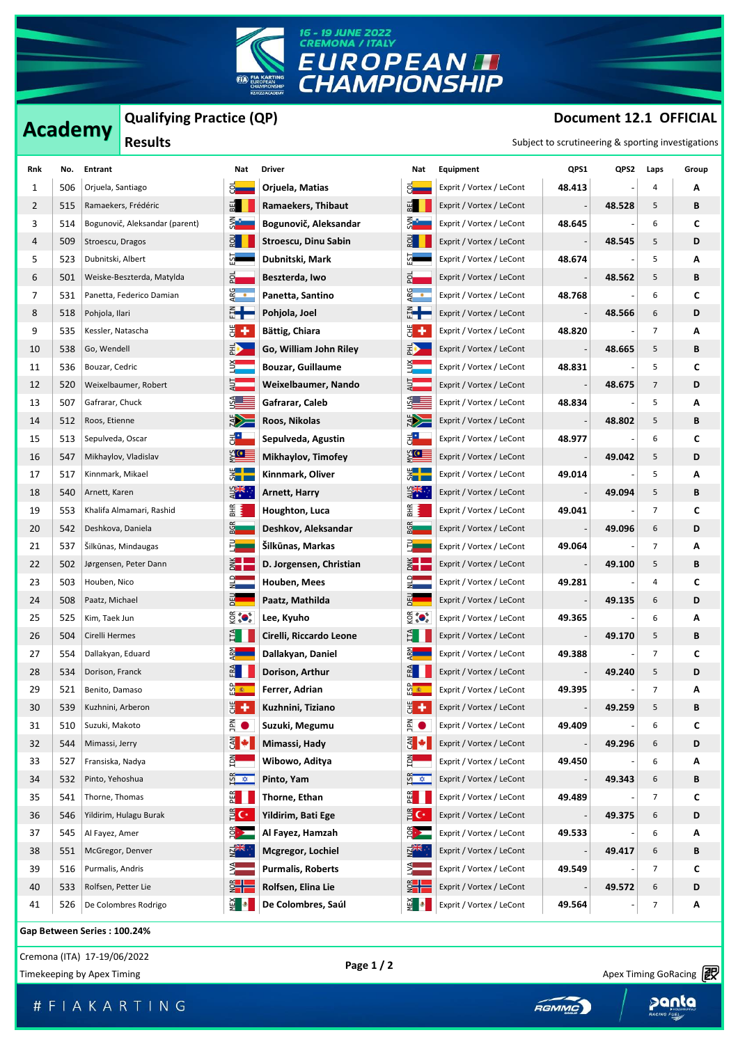# EUROPEAN CHAMPIONSHIP

16 - 19 JUNE 2022
CREMONA / ITALY

## Academy

### Qualifying Practice (QP)

### Results

**Document 12.1 OFFICIAL**

Subject to scrutineering & sporting investigations

| Rnk | No. | Entrant | Nat | Driver | Nat | Equipment | QPS1 | QPS2 | Laps | Group |
|---|---|---|---|---|---|---|---|---|---|---|
| 1 | 506 | Orjuela, Santiago | COL | **Orjuela, Matias** | COL | Exprit / Vortex / LeCont | **48.413** | - | 4 | **A** |
| 2 | 515 | Ramaekers, Frédéric | BEL | **Ramaekers, Thibaut** | BEL | Exprit / Vortex / LeCont | - | **48.528** | 5 | **B** |
| 3 | 514 | Bogunovič, Aleksandar (parent) | SVN | **Bogunovič, Iwo** | SVN | Exprit / Vortex / LeCont | **48.645** | - | 6 | **C** |
| 4 | 509 | Stroescu, Dragos | ROU | **Stroescu, Dinu Sabin** | ROU | Exprit / Vortex / LeCont | - | **48.545** | 5 | **D** |
| 5 | 523 | Dubnitski, Albert | EST | **Dubnitski, Mark** | EST | Exprit / Vortex / LeCont | **48.674** | - | 5 | **A** |
| 6 | 501 | Weiske-Beszterda, Matylda | POL | **Beszterda, Iwo** | POL | Exprit / Vortex / LeCont | - | **48.562** | 5 | **B** |
| 7 | 531 | Panetta, Federico Damian | ARG | **Panetta, Santino** | ARG | Exprit / Vortex / LeCont | **48.768** | - | 6 | **C** |
| 8 | 518 | Pohjola, Ilari | FIN | **Pohjola, Joel** | FIN | Exprit / Vortex / LeCont | - | **48.566** | 6 | **D** |
| 9 | 535 | Kessler, Natascha | CHE | **Bättig, Chiara** | CHE | Exprit / Vortex / LeCont | **48.820** | - | 7 | **A** |
| 10 | 538 | Go, Wendell | PHL | **Go, William John Riley** | PHL | Exprit / Vortex / LeCont | - | **48.665** | 5 | **B** |
| 11 | 536 | Bouzar, Cedric | LUX | **Bouzar, Guillaume** | LUX | Exprit / Vortex / LeCont | **48.831** | - | 5 | **C** |
| 12 | 520 | Weixelbaumer, Robert | AUT | **Weixelbaumer, Nando** | AUT | Exprit / Vortex / LeCont | - | **48.675** | 7 | **D** |
| 13 | 507 | Gafrarar, Chuck | USA | **Gafrarar, Caleb** | USA | Exprit / Vortex / LeCont | **48.834** | - | 5 | **A** |
| 14 | 512 | Roos, Etienne | ZAF | **Roos, Nikolas** | ZAF | Exprit / Vortex / LeCont | - | **48.802** | 5 | **B** |
| 15 | 513 | Sepulveda, Oscar | CHL | **Sepulveda, Agustin** | CHL | Exprit / Vortex / LeCont | **48.977** | - | 6 | **C** |
| 16 | 547 | Mikhaylov, Vladislav | MYS | **Mikhaylov, Timofey** | MYS | Exprit / Vortex / LeCont | - | **49.042** | 5 | **D** |
| 17 | 517 | Kinnmark, Mikael | SWE | **Kinnmark, Oliver** | SWE | Exprit / Vortex / LeCont | **49.014** | - | 5 | **A** |
| 18 | 540 | Arnett, Karen | AUS | **Arnett, Harry** | AUS | Exprit / Vortex / LeCont | - | **49.094** | 5 | **B** |
| 19 | 553 | Khalifa Almamari, Rashid | BHR | **Houghton, Luca** | BHR | Exprit / Vortex / LeCont | **49.041** | - | 7 | **C** |
| 20 | 542 | Deshkova, Daniela | BGR | **Deshkov, Aleksandar** | BGR | Exprit / Vortex / LeCont | - | **49.096** | 6 | **D** |
| 21 | 537 | Šilkūnas, Mindaugas | LTU | **Šilkūnas, Markas** | LTU | Exprit / Vortex / LeCont | **49.064** | - | 7 | **A** |
| 22 | 502 | Jørgensen, Peter Dann | DNK | **D. Jorgensen, Christian** | DNK | Exprit / Vortex / LeCont | - | **49.100** | 5 | **B** |
| 23 | 503 | Houben, Nico | NLD | **Houben, Mees** | NLD | Exprit / Vortex / LeCont | **49.281** | - | 4 | **C** |
| 24 | 508 | Paatz, Michael | DEU | **Paatz, Mathilda** | DEU | Exprit / Vortex / LeCont | - | **49.135** | 6 | **D** |
| 25 | 525 | Kim, Taek Jun | KOR | **Lee, Kyuho** | KOR | Exprit / Vortex / LeCont | **49.365** | - | 6 | **A** |
| 26 | 504 | Cirelli Hermes | ITA | **Cirelli, Riccardo Leone** | ITA | Exprit / Vortex / LeCont | - | **49.170** | 5 | **B** |
| 27 | 554 | Dallakyan, Eduard | ARM | **Dallakyan, Daniel** | ARM | Exprit / Vortex / LeCont | **49.388** | - | 7 | **C** |
| 28 | 534 | Dorison, Franck | FRA | **Dorison, Arthur** | FRA | Exprit / Vortex / LeCont | - | **49.240** | 5 | **D** |
| 29 | 521 | Benito, Damaso | ESP | **Ferrer, Adrian** | ESP | Exprit / Vortex / LeCont | **49.395** | - | 7 | **A** |
| 30 | 539 | Kuzhnini, Arberon | CHE | **Kuzhnini, Tiziano** | CHE | Exprit / Vortex / LeCont | - | **49.259** | 5 | **B** |
| 31 | 510 | Suzuki, Makoto | JPN | **Suzuki, Megumu** | JPN | Exprit / Vortex / LeCont | **49.409** | - | 6 | **C** |
| 32 | 544 | Mimassi, Jerry | CAN | **Mimassi, Hady** | CAN | Exprit / Vortex / LeCont | - | **49.296** | 6 | **D** |
| 33 | 527 | Fransiska, Nadya | IDN | **Wibowo, Aditya** | IDN | Exprit / Vortex / LeCont | **49.450** | - | 6 | **A** |
| 34 | 532 | Pinto, Yehoshua | ISR | **Pinto, Yam** | ISR | Exprit / Vortex / LeCont | - | **49.343** | 6 | **B** |
| 35 | 541 | Thorne, Thomas | PER | **Thorne, Ethan** | PER | Exprit / Vortex / LeCont | **49.489** | - | 7 | **C** |
| 36 | 546 | Yildirim, Hulagu Burak | TUR | **Yildirim, Bati Ege** | TUR | Exprit / Vortex / LeCont | - | **49.375** | 6 | **D** |
| 37 | 545 | Al Fayez, Amer | JOR | **Al Fayez, Hamzah** | JOR | Exprit / Vortex / LeCont | **49.533** | - | 6 | **A** |
| 38 | 551 | McGregor, Denver | NZL | **Mcgregor, Lochiel** | NZL | Exprit / Vortex / LeCont | - | **49.417** | 6 | **B** |
| 39 | 516 | Purmalis, Andris | LVA | **Purmalis, Roberts** | LVA | Exprit / Vortex / LeCont | **49.549** | - | 7 | **C** |
| 40 | 533 | Rolfsen, Petter Lie | NOR | **Rolfsen, Elina Lie** | NOR | Exprit / Vortex / LeCont | - | **49.572** | 6 | **D** |
| 41 | 526 | De Colombres Rodrigo | MEX | **De Colombres, Saúl** | MEX | Exprit / Vortex / LeCont | **49.564** | - | 7 | **A** |

**Gap Between Series : 100.24%**

Cremona (ITA) 17-19/06/2022

Timekeeping by Apex Timing

Apex Timing GoRacing

# F I A K A R T I N G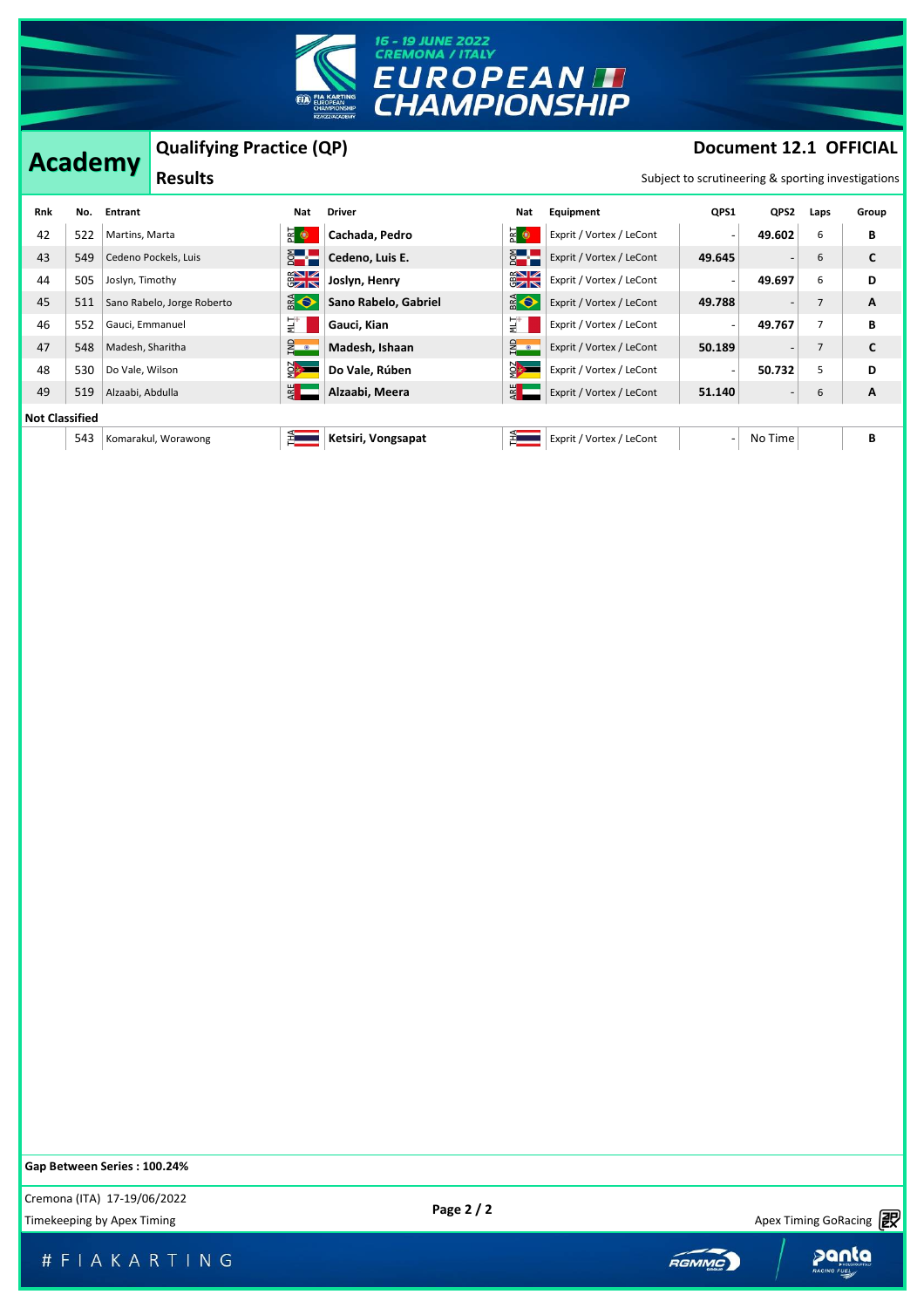16 - 19 JUNE 2022
CREMONA / ITALY
EUROPEAN CHAMPIONSHIP

# Academy

## Qualifying Practice (QP)

**Results**

**Document 12.1 OFFICIAL**

Subject to scrutineering & sporting investigations

| Rnk | No. | Entrant | Nat | Driver | Nat | Equipment | QPS1 | QPS2 | Laps | Group |
|---|---|---|---|---|---|---|---|---|---|---|
| 42 | 522 | Martins, Marta | PRT | **Cachada, Pedro** | PRT | Exprit / Vortex / LeCont | - | **49.602** | 6 | **B** |
| 43 | 549 | Cedeno Pockels, Luis | DOM | **Cedeno, Luis E.** | DOM | Exprit / Vortex / LeCont | **49.645** | - | 6 | **C** |
| 44 | 505 | Joslyn, Timothy | GBR | **Joslyn, Henry** | GBR | Exprit / Vortex / LeCont | - | **49.697** | 6 | **D** |
| 45 | 511 | Sano Rabelo, Jorge Roberto | BRA | **Sano Rabelo, Gabriel** | BRA | Exprit / Vortex / LeCont | **49.788** | - | 7 | **A** |
| 46 | 552 | Gauci, Emmanuel | MLT | **Gauci, Kian** | MLT | Exprit / Vortex / LeCont | - | **49.767** | 7 | **B** |
| 47 | 548 | Madesh, Sharitha | IND | **Madesh, Ishaan** | IND | Exprit / Vortex / LeCont | **50.189** | - | 7 | **C** |
| 48 | 530 | Do Vale, Wilson | MOZ | **Do Vale, Rúben** | MOZ | Exprit / Vortex / LeCont | - | **50.732** | 5 | **D** |
| 49 | 519 | Alzaabi, Abdulla | ARE | **Alzaabi, Meera** | ARE | Exprit / Vortex / LeCont | **51.140** | - | 6 | **A** |
| **Not Classified** | | | | | | | | | | |
| | 543 | Komarakul, Worawong | THA | **Ketsiri, Vongsapat** | THA | Exprit / Vortex / LeCont | - | No Time | | **B** |

**Gap Between Series : 100.24%**

Cremona (ITA) 17-19/06/2022

Timekeeping by Apex Timing

Apex Timing GoRacing

#FIAKARTING